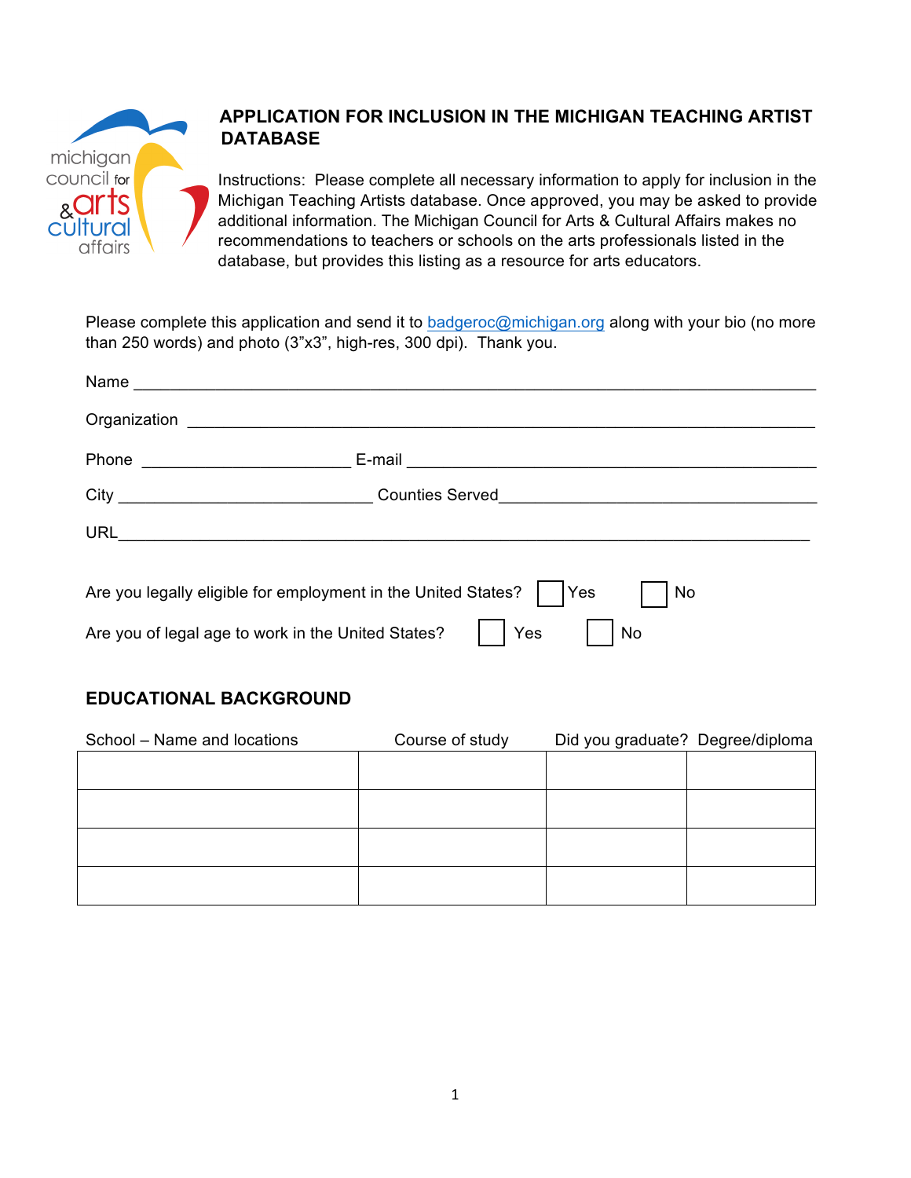# APPLICATION FOR INCLUSION IN THE MICHIGAN TEACHING ARTIST DATABASE

Instructions: Please complete all necessary information to apply for inclusion in the Michigan Teaching Artists database. Once approved, you may be asked to provide additional information. The Michigan Council for Arts & Cultural Affairs makes no recommendations to teachers or schools on the arts professionals listed in the database, but provides this listing as a resource for arts educators.

Please complete this application and send it to badgeroc@michigan.org along with your bio (no more than 250 words) and photo (3"x3", high-res, 300 dpi). Thank you.

Name ___________________________________________________________________

Organization ______________________________________________________________

Phone ______________________ E-mail _____________________________________

City ____________________________ Counties Served_________________________

URL_____________________________________________________________________

Are you legally eligible for employment in the United States? ☐ Yes ☐ No

Are you of legal age to work in the United States? ☐ Yes ☐ No

## EDUCATIONAL BACKGROUND

| School – Name and locations | Course of study | Did you graduate? | Degree/diploma |
|---|---|---|---|
| | | | |
| | | | |
| | | | |
| | | | |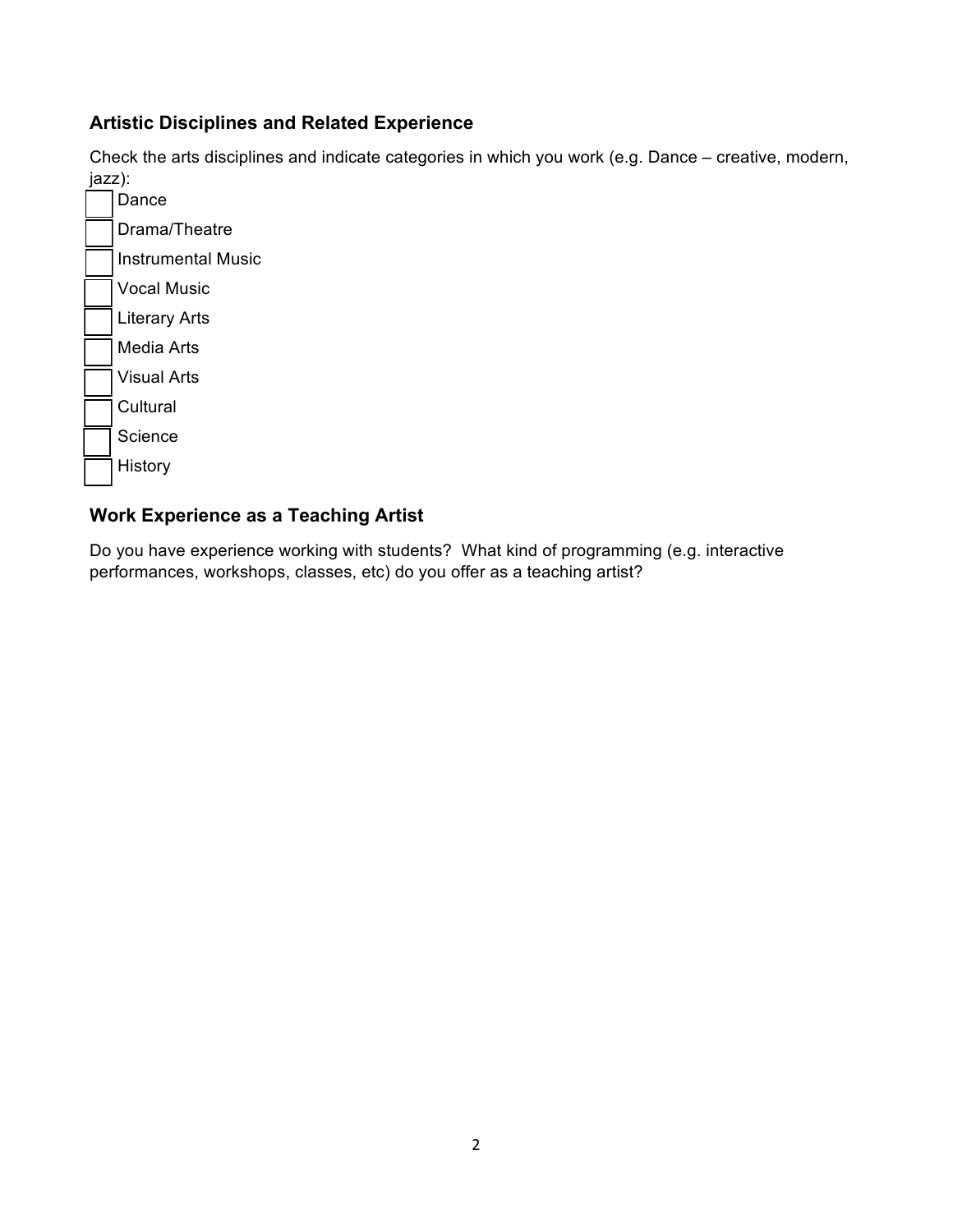## Artistic Disciplines and Related Experience

Check the arts disciplines and indicate categories in which you work (e.g. Dance – creative, modern, jazz):

- [ ] Dance
- [ ] Drama/Theatre
- [ ] Instrumental Music
- [ ] Vocal Music
- [ ] Literary Arts
- [ ] Media Arts
- [ ] Visual Arts
- [ ] Cultural
- [ ] Science
- [ ] History

## Work Experience as a Teaching Artist

Do you have experience working with students? What kind of programming (e.g. interactive performances, workshops, classes, etc) do you offer as a teaching artist?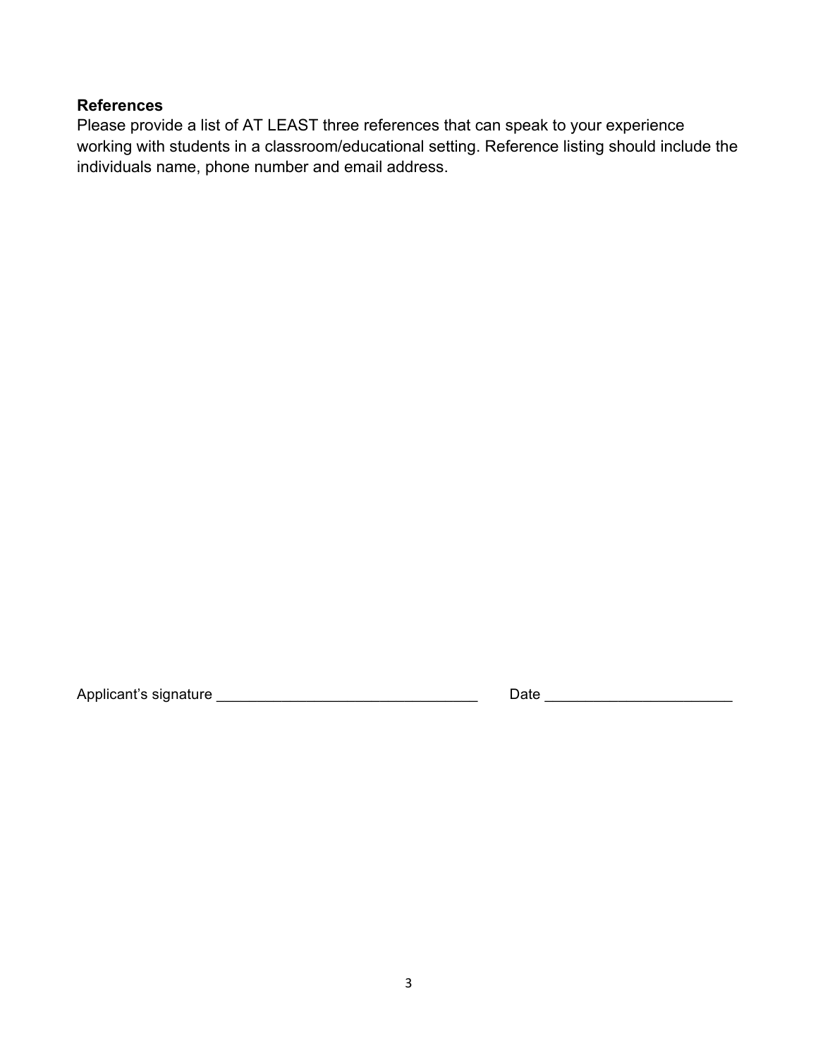**References**

Please provide a list of AT LEAST three references that can speak to your experience working with students in a classroom/educational setting. Reference listing should include the individuals name, phone number and email address.

Applicant's signature _______________________________ Date ______________________